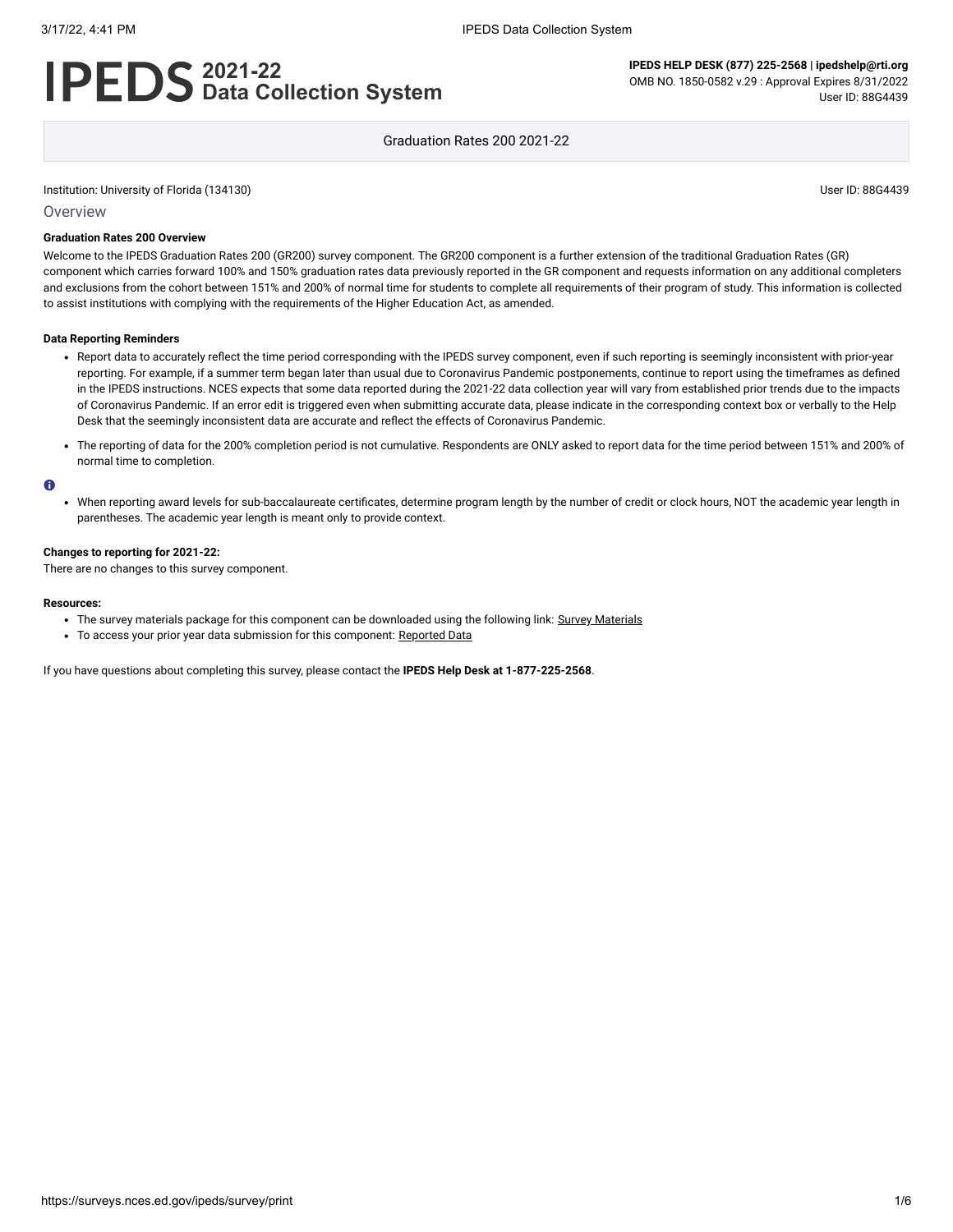# IPEDS 2021-22 Data Collection System

**IPEDS HELP DESK (877) 225-2568 | ipedshelp@rti.org**
OMB NO. 1850-0582 v.29 : Approval Expires 8/31/2022
User ID: 88G4439

Graduation Rates 200 2021-22

Institution: University of Florida (134130)

User ID: 88G4439

## Overview

**Graduation Rates 200 Overview**

Welcome to the IPEDS Graduation Rates 200 (GR200) survey component. The GR200 component is a further extension of the traditional Graduation Rates (GR) component which carries forward 100% and 150% graduation rates data previously reported in the GR component and requests information on any additional completers and exclusions from the cohort between 151% and 200% of normal time for students to complete all requirements of their program of study. This information is collected to assist institutions with complying with the requirements of the Higher Education Act, as amended.

**Data Reporting Reminders**

- Report data to accurately reflect the time period corresponding with the IPEDS survey component, even if such reporting is seemingly inconsistent with prior-year reporting. For example, if a summer term began later than usual due to Coronavirus Pandemic postponements, continue to report using the timeframes as defined in the IPEDS instructions. NCES expects that some data reported during the 2021-22 data collection year will vary from established prior trends due to the impacts of Coronavirus Pandemic. If an error edit is triggered even when submitting accurate data, please indicate in the corresponding context box or verbally to the Help Desk that the seemingly inconsistent data are accurate and reflect the effects of Coronavirus Pandemic.
- The reporting of data for the 200% completion period is not cumulative. Respondents are ONLY asked to report data for the time period between 151% and 200% of normal time to completion.

- When reporting award levels for sub-baccalaureate certificates, determine program length by the number of credit or clock hours, NOT the academic year length in parentheses. The academic year length is meant only to provide context.

**Changes to reporting for 2021-22:**
There are no changes to this survey component.

**Resources:**

- The survey materials package for this component can be downloaded using the following link: Survey Materials
- To access your prior year data submission for this component: Reported Data

If you have questions about completing this survey, please contact the **IPEDS Help Desk at 1-877-225-2568**.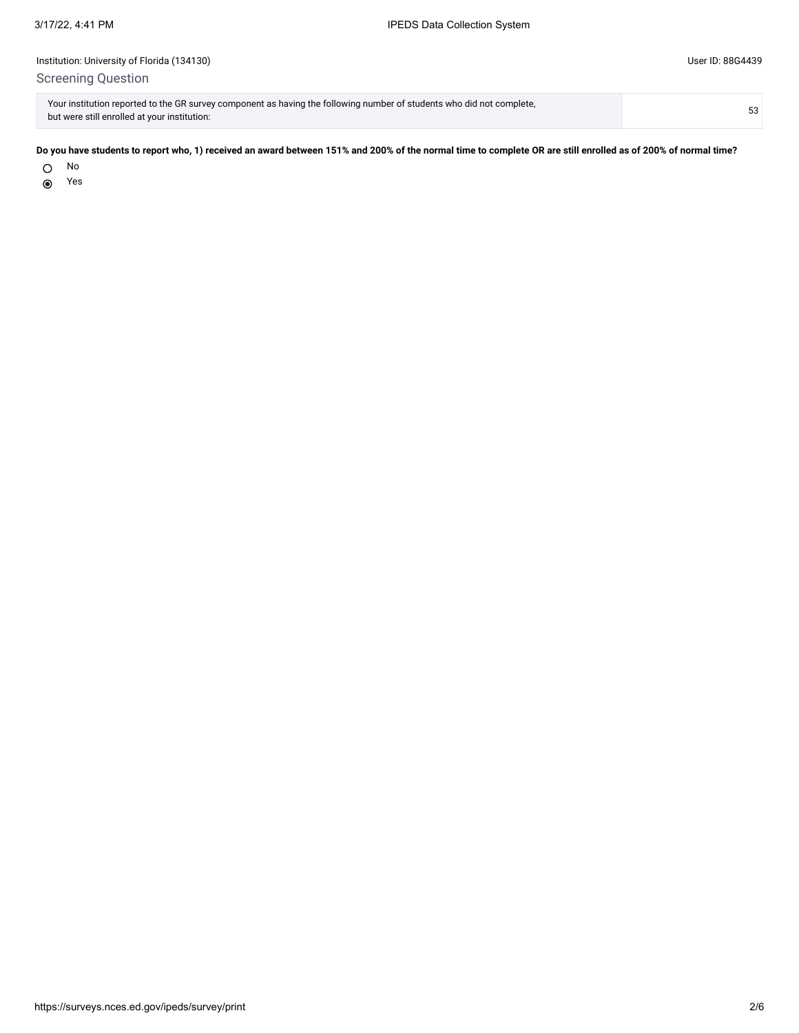Institution: University of Florida (134130)

User ID: 88G4439

## Screening Question

| Your institution reported to the GR survey component as having the following number of students who did not complete, but were still enrolled at your institution: | 53 |
| --- | --- |

**Do you have students to report who, 1) received an award between 151% and 200% of the normal time to complete OR are still enrolled as of 200% of normal time?**

- ○ No
- ◉ Yes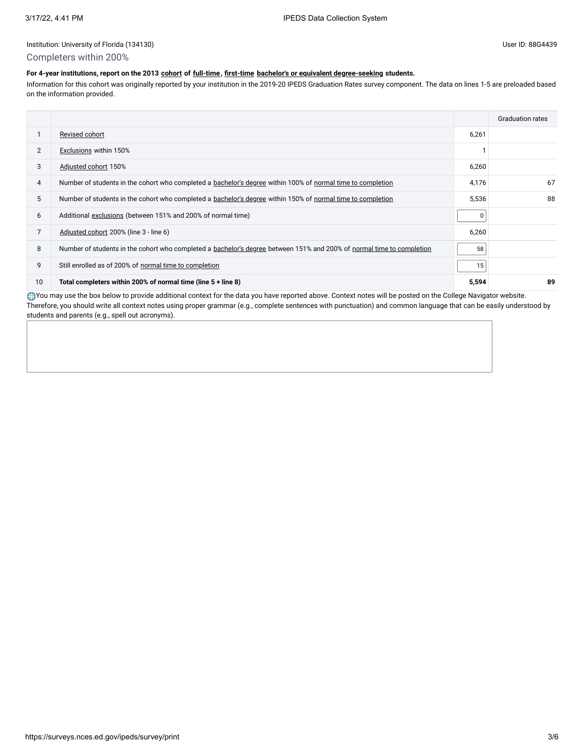Institution: University of Florida (134130)

User ID: 88G4439

## Completers within 200%

**For 4-year institutions, report on the 2013 cohort of full-time, first-time bachelor's or equivalent degree-seeking students.**

Information for this cohort was originally reported by your institution in the 2019-20 IPEDS Graduation Rates survey component. The data on lines 1-5 are preloaded based on the information provided.

| | | | Graduation rates |
|---|---|---|---|
| 1 | Revised cohort | 6,261 | |
| 2 | Exclusions within 150% | 1 | |
| 3 | Adjusted cohort 150% | 6,260 | |
| 4 | Number of students in the cohort who completed a bachelor's degree within 100% of normal time to completion | 4,176 | 67 |
| 5 | Number of students in the cohort who completed a bachelor's degree within 150% of normal time to completion | 5,536 | 88 |
| 6 | Additional exclusions (between 151% and 200% of normal time) | 0 | |
| 7 | Adjusted cohort 200% (line 3 - line 6) | 6,260 | |
| 8 | Number of students in the cohort who completed a bachelor's degree between 151% and 200% of normal time to completion | 58 | |
| 9 | Still enrolled as of 200% of normal time to completion | 15 | |
| 10 | **Total completers within 200% of normal time (line 5 + line 8)** | **5,594** | **89** |

You may use the box below to provide additional context for the data you have reported above. Context notes will be posted on the College Navigator website. Therefore, you should write all context notes using proper grammar (e.g., complete sentences with punctuation) and common language that can be easily understood by students and parents (e.g., spell out acronyms).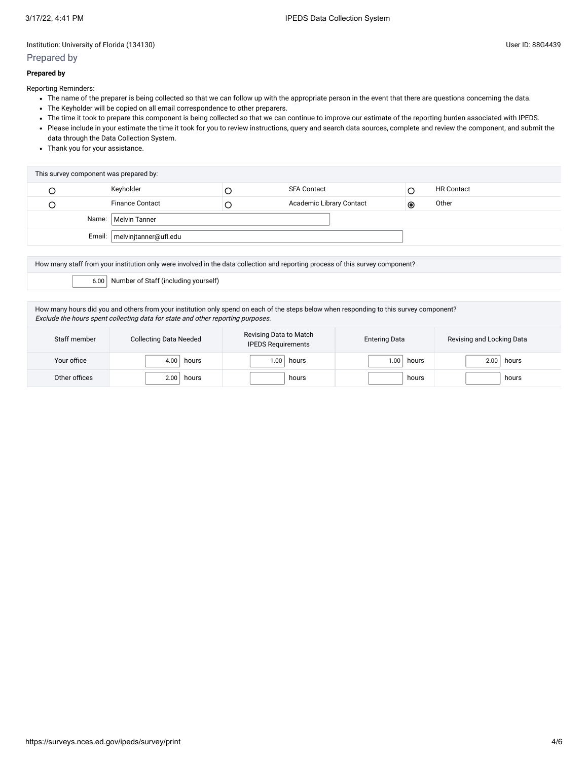Institution: University of Florida (134130)

User ID: 88G4439

## Prepared by

**Prepared by**

Reporting Reminders:

- The name of the preparer is being collected so that we can follow up with the appropriate person in the event that there are questions concerning the data.
- The Keyholder will be copied on all email correspondence to other preparers.
- The time it took to prepare this component is being collected so that we can continue to improve our estimate of the reporting burden associated with IPEDS.
- Please include in your estimate the time it took for you to review instructions, query and search data sources, complete and review the component, and submit the data through the Data Collection System.
- Thank you for your assistance.

| This survey component was prepared by: | | | | | |
|---|---|---|---|---|---|
| ○ | Keyholder | ○ | SFA Contact | ○ | HR Contact |
| ○ | Finance Contact | ○ | Academic Library Contact | ◉ | Other |
| Name: | Melvin Tanner | | | | |
| Email: | melvinjtanner@ufl.edu | | | | |

How many staff from your institution only were involved in the data collection and reporting process of this survey component?

6.00 Number of Staff (including yourself)

How many hours did you and others from your institution only spend on each of the steps below when responding to this survey component?
*Exclude the hours spent collecting data for state and other reporting purposes.*

| Staff member | Collecting Data Needed | Revising Data to Match IPEDS Requirements | Entering Data | Revising and Locking Data |
|---|---|---|---|---|
| Your office | 4.00 hours | 1.00 hours | 1.00 hours | 2.00 hours |
| Other offices | 2.00 hours | hours | hours | hours |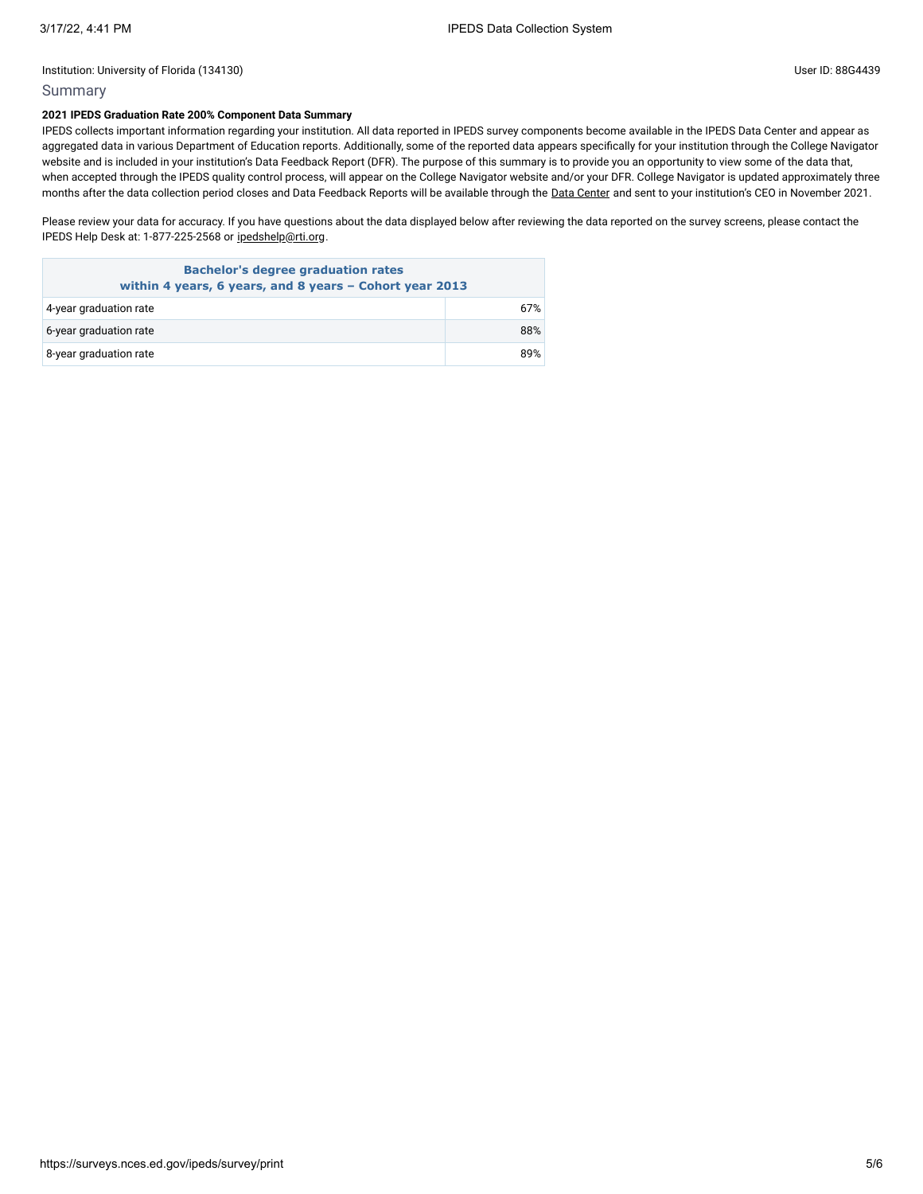Institution: University of Florida (134130)

User ID: 88G4439

## Summary

**2021 IPEDS Graduation Rate 200% Component Data Summary**

IPEDS collects important information regarding your institution. All data reported in IPEDS survey components become available in the IPEDS Data Center and appear as aggregated data in various Department of Education reports. Additionally, some of the reported data appears specifically for your institution through the College Navigator website and is included in your institution's Data Feedback Report (DFR). The purpose of this summary is to provide you an opportunity to view some of the data that, when accepted through the IPEDS quality control process, will appear on the College Navigator website and/or your DFR. College Navigator is updated approximately three months after the data collection period closes and Data Feedback Reports will be available through the Data Center and sent to your institution's CEO in November 2021.

Please review your data for accuracy. If you have questions about the data displayed below after reviewing the data reported on the survey screens, please contact the IPEDS Help Desk at: 1-877-225-2568 or ipedshelp@rti.org.

| Bachelor's degree graduation rates within 4 years, 6 years, and 8 years – Cohort year 2013 | |
|---|---|
| 4-year graduation rate | 67% |
| 6-year graduation rate | 88% |
| 8-year graduation rate | 89% |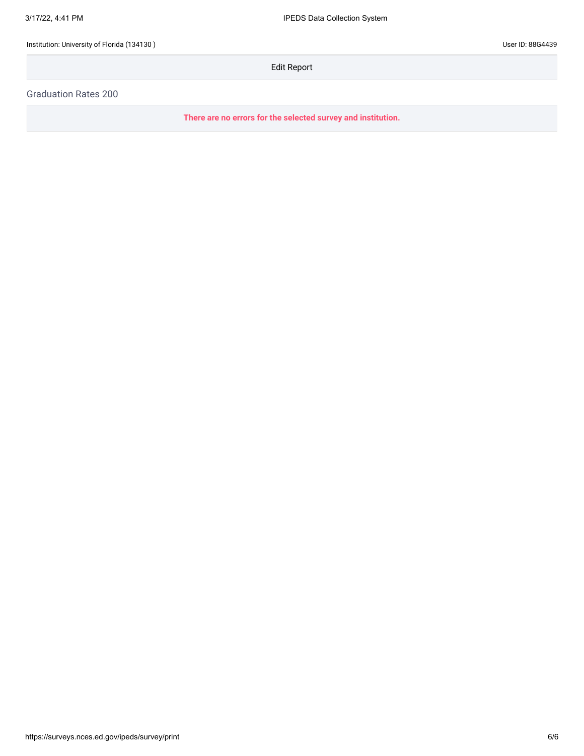Institution: University of Florida (134130 )

User ID: 88G4439

Edit Report

## Graduation Rates 200

**There are no errors for the selected survey and institution.**